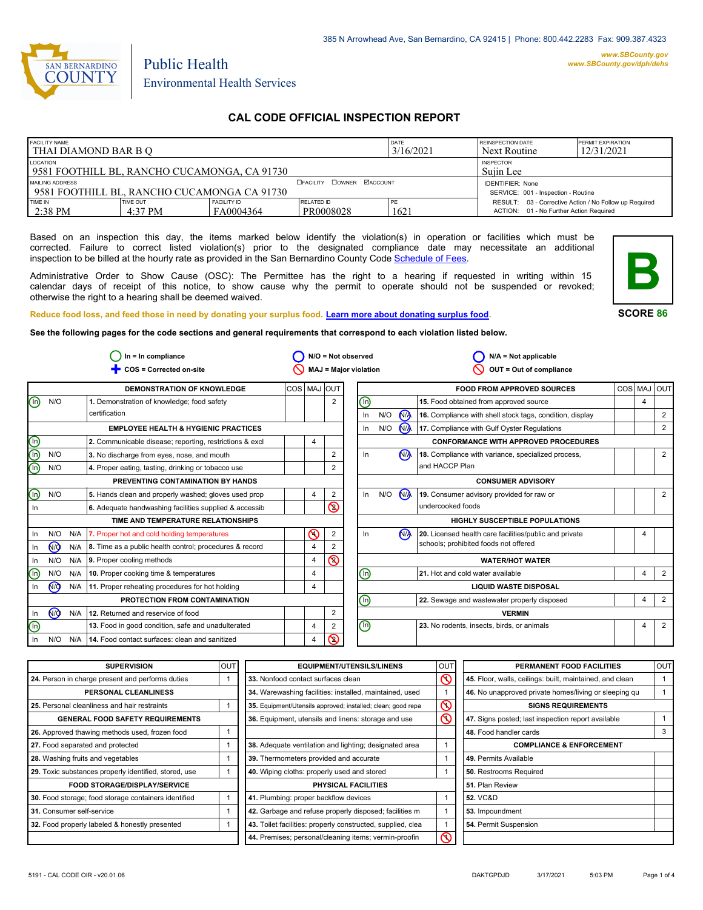385 N Arrowhead Ave, San Bernardino, CA 92415 | Phone: 800.442.2283 Fax: 909.387.4323

www.SBCounty.gov
www.SBCounty.gov/dph/dehs

SAN BERNARDINO COUNTY

Public Health
Environmental Health Services

# CAL CODE OFFICIAL INSPECTION REPORT

| FACILITY NAME | | | | DATE | REINSPECTION DATE | PERMIT EXPIRATION |
|---|---|---|---|---|---|---|
| THAI DIAMOND BAR B Q | | | | 3/16/2021 | Next Routine | 12/31/2021 |
| LOCATION | | | | | INSPECTOR | |
| 9581 FOOTHILL BL, RANCHO CUCAMONGA, CA 91730 | | | | | Sujin Lee | |
| MAILING ADDRESS | | | ☐FACILITY ☐OWNER ☑ACCOUNT | | IDENTIFIER: None | |
| 9581 FOOTHILL BL, RANCHO CUCAMONGA CA 91730 | | | | | SERVICE: 001 - Inspection - Routine | |
| TIME IN | TIME OUT | FACILITY ID | RELATED ID | PE | RESULT: 03 - Corrective Action / No Follow up Required | |
| 2:38 PM | 4:37 PM | FA0004364 | PR0008028 | 1621 | ACTION: 01 - No Further Action Required | |

Based on an inspection this day, the items marked below identify the violation(s) in operation or facilities which must be corrected. Failure to correct listed violation(s) prior to the designated compliance date may necessitate an additional inspection to be billed at the hourly rate as provided in the San Bernardino County Code Schedule of Fees.

Administrative Order to Show Cause (OSC): The Permittee has the right to a hearing if requested in writing within 15 calendar days of receipt of this notice, to show cause why the permit to operate should not be suspended or revoked; otherwise the right to a hearing shall be deemed waived.

**B**

**SCORE 86**

Reduce food loss, and feed those in need by donating your surplus food. Learn more about donating surplus food.

**See the following pages for the code sections and general requirements that correspond to each violation listed below.**

In = In compliance | N/O = Not observed | N/A = Not applicable | COS = Corrected on-site | MAJ = Major violation | OUT = Out of compliance

| Status | | | Item | COS | MAJ | OUT |
|---|---|---|---|---|---|---|
| **DEMONSTRATION OF KNOWLEDGE** | | | | | | |
| (In) | N/O | | 1. Demonstration of knowledge; food safety certification | | | 2 |
| **EMPLOYEE HEALTH & HYGIENIC PRACTICES** | | | | | | |
| (In) | | | 2. Communicable disease; reporting, restrictions & excl | | 4 | |
| (In) | N/O | | 3. No discharge from eyes, nose, and mouth | | | 2 |
| (In) | N/O | | 4. Proper eating, tasting, drinking or tobacco use | | | 2 |
| **PREVENTING CONTAMINATION BY HANDS** | | | | | | |
| (In) | N/O | | 5. Hands clean and properly washed; gloves used prop | | 4 | 2 |
| In | | | 6. Adequate handwashing facilities supplied & accessib | | | ⊘2 |
| **TIME AND TEMPERATURE RELATIONSHIPS** | | | | | | |
| In | N/O | N/A | 7. Proper hot and cold holding temperatures | | ⊘4 | 2 |
| In | (N/O) | N/A | 8. Time as a public health control; procedures & record | | 4 | 2 |
| In | N/O | N/A | 9. Proper cooling methods | | 4 | ⊘2 |
| (In) | N/O | N/A | 10. Proper cooking time & temperatures | | 4 | |
| In | (N/O) | N/A | 11. Proper reheating procedures for hot holding | | 4 | |
| **PROTECTION FROM CONTAMINATION** | | | | | | |
| In | (N/O) | N/A | 12. Returned and reservice of food | | | 2 |
| (In) | | | 13. Food in good condition, safe and unadulterated | | 4 | 2 |
| In | N/O | N/A | 14. Food contact surfaces: clean and sanitized | | 4 | ⊘2 |

| Status | | | Item | COS | MAJ | OUT |
|---|---|---|---|---|---|---|
| **FOOD FROM APPROVED SOURCES** | | | | | | |
| (In) | | | 15. Food obtained from approved source | | 4 | |
| In | N/O | (N/A) | 16. Compliance with shell stock tags, condition, display | | | 2 |
| In | N/O | (N/A) | 17. Compliance with Gulf Oyster Regulations | | | 2 |
| **CONFORMANCE WITH APPROVED PROCEDURES** | | | | | | |
| In | | (N/A) | 18. Compliance with variance, specialized process, and HACCP Plan | | | 2 |
| **CONSUMER ADVISORY** | | | | | | |
| In | N/O | (N/A) | 19. Consumer advisory provided for raw or undercooked foods | | | 2 |
| **HIGHLY SUSCEPTIBLE POPULATIONS** | | | | | | |
| In | | (N/A) | 20. Licensed health care facilities/public and private schools; prohibited foods not offered | | 4 | |
| **WATER/HOT WATER** | | | | | | |
| (In) | | | 21. Hot and cold water available | | 4 | 2 |
| **LIQUID WASTE DISPOSAL** | | | | | | |
| (In) | | | 22. Sewage and wastewater properly disposed | | 4 | 2 |
| **VERMIN** | | | | | | |
| (In) | | | 23. No rodents, insects, birds, or animals | | 4 | 2 |

| Item | OUT |
|---|---|
| **SUPERVISION** | |
| 24. Person in charge present and performs duties | 1 |
| **PERSONAL CLEANLINESS** | |
| 25. Personal cleanliness and hair restraints | 1 |
| **GENERAL FOOD SAFETY REQUIREMENTS** | |
| 26. Approved thawing methods used, frozen food | 1 |
| 27. Food separated and protected | 1 |
| 28. Washing fruits and vegetables | 1 |
| 29. Toxic substances properly identified, stored, use | 1 |
| **FOOD STORAGE/DISPLAY/SERVICE** | |
| 30. Food storage; food storage containers identified | 1 |
| 31. Consumer self-service | 1 |
| 32. Food properly labeled & honestly presented | 1 |

| Item | OUT |
|---|---|
| **EQUIPMENT/UTENSILS/LINENS** | |
| 33. Nonfood contact surfaces clean | ⊘1 |
| 34. Warewashing facilities: installed, maintained, used | 1 |
| 35. Equipment/Utensils approved; installed; clean; good repa | ⊘1 |
| 36. Equipment, utensils and linens: storage and use | ⊘1 |
| 38. Adequate ventilation and lighting; designated area | 1 |
| 39. Thermometers provided and accurate | 1 |
| 40. Wiping cloths: properly used and stored | 1 |
| **PHYSICAL FACILITIES** | |
| 41. Plumbing: proper backflow devices | 1 |
| 42. Garbage and refuse properly disposed; facilities m | 1 |
| 43. Toilet facilities: properly constructed, supplied, clea | 1 |
| 44. Premises; personal/cleaning items; vermin-proofin | ⊘1 |

| Item | OUT |
|---|---|
| **PERMANENT FOOD FACILITIES** | |
| 45. Floor, walls, ceilings: built, maintained, and clean | 1 |
| 46. No unapproved private homes/living or sleeping qu | 1 |
| **SIGNS REQUIREMENTS** | |
| 47. Signs posted; last inspection report available | 1 |
| 48. Food handler cards | 3 |
| **COMPLIANCE & ENFORCEMENT** | |
| 49. Permits Available | |
| 50. Restrooms Required | |
| 51. Plan Review | |
| 52. VC&D | |
| 53. Impoundment | |
| 54. Permit Suspension | |

5191 - CAL CODE OIR - v20.01.06 DAKTGPDJD 3/17/2021 5:03 PM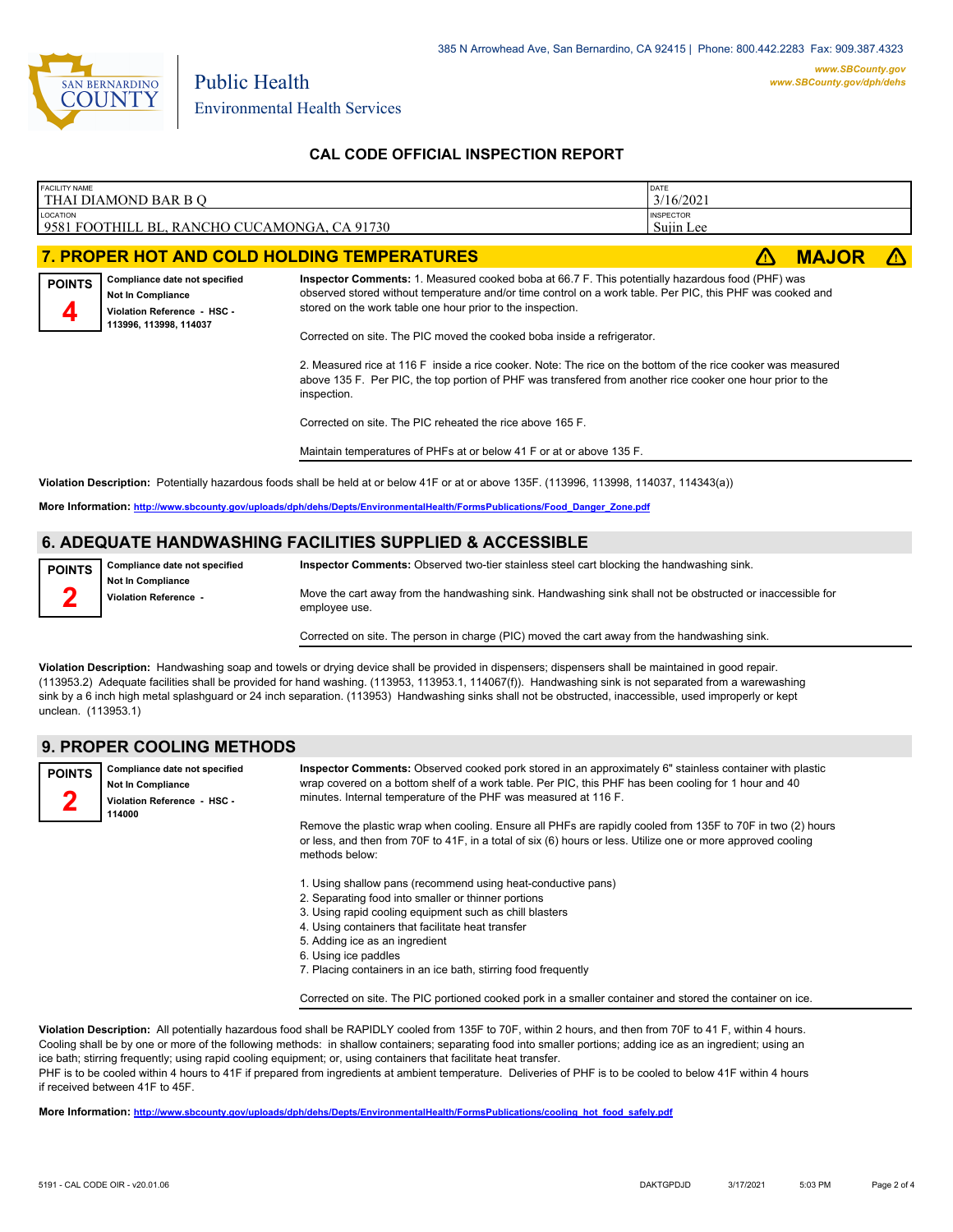385 N Arrowhead Ave, San Bernardino, CA 92415 | Phone: 800.442.2283 Fax: 909.387.4323

**www.SBCounty.gov**
**www.SBCounty.gov/dph/dehs**

Public Health
Environmental Health Services

## CAL CODE OFFICIAL INSPECTION REPORT

| FACILITY NAME | DATE |
|---|---|
| THAI DIAMOND BAR B Q | 3/16/2021 |
| **LOCATION** | **INSPECTOR** |
| 9581 FOOTHILL BL, RANCHO CUCAMONGA, CA 91730 | Sujin Lee |

### 7. PROPER HOT AND COLD HOLDING TEMPERATURES — ⚠ MAJOR ⚠

**POINTS 4**

**Compliance date not specified**
**Not In Compliance**
**Violation Reference - HSC - 113996, 113998, 114037**

**Inspector Comments:** 1. Measured cooked boba at 66.7 F. This potentially hazardous food (PHF) was observed stored without temperature and/or time control on a work table. Per PIC, this PHF was cooked and stored on the work table one hour prior to the inspection.

Corrected on site. The PIC moved the cooked boba inside a refrigerator.

2. Measured rice at 116 F inside a rice cooker. Note: The rice on the bottom of the rice cooker was measured above 135 F. Per PIC, the top portion of PHF was transfered from another rice cooker one hour prior to the inspection.

Corrected on site. The PIC reheated the rice above 165 F.

Maintain temperatures of PHFs at or below 41 F or at or above 135 F.

**Violation Description:** Potentially hazardous foods shall be held at or below 41F or at or above 135F. (113996, 113998, 114037, 114343(a))

**More Information:** http://www.sbcounty.gov/uploads/dph/dehs/Depts/EnvironmentalHealth/FormsPublications/Food_Danger_Zone.pdf

### 6. ADEQUATE HANDWASHING FACILITIES SUPPLIED & ACCESSIBLE

**POINTS 2**

**Compliance date not specified**
**Not In Compliance**
**Violation Reference -**

**Inspector Comments:** Observed two-tier stainless steel cart blocking the handwashing sink.

Move the cart away from the handwashing sink. Handwashing sink shall not be obstructed or inaccessible for employee use.

Corrected on site. The person in charge (PIC) moved the cart away from the handwashing sink.

**Violation Description:** Handwashing soap and towels or drying device shall be provided in dispensers; dispensers shall be maintained in good repair. (113953.2) Adequate facilities shall be provided for hand washing. (113953, 113953.1, 114067(f)). Handwashing sink is not separated from a warewashing sink by a 6 inch high metal splashguard or 24 inch separation. (113953) Handwashing sinks shall not be obstructed, inaccessible, used improperly or kept unclean. (113953.1)

### 9. PROPER COOLING METHODS

**POINTS 2**

**Compliance date not specified**
**Not In Compliance**
**Violation Reference - HSC - 114000**

**Inspector Comments:** Observed cooked pork stored in an approximately 6" stainless container with plastic wrap covered on a bottom shelf of a work table. Per PIC, this PHF has been cooling for 1 hour and 40 minutes. Internal temperature of the PHF was measured at 116 F.

Remove the plastic wrap when cooling. Ensure all PHFs are rapidly cooled from 135F to 70F in two (2) hours or less, and then from 70F to 41F, in a total of six (6) hours or less. Utilize one or more approved cooling methods below:

1. Using shallow pans (recommend using heat-conductive pans)
2. Separating food into smaller or thinner portions
3. Using rapid cooling equipment such as chill blasters
4. Using containers that facilitate heat transfer
5. Adding ice as an ingredient
6. Using ice paddles
7. Placing containers in an ice bath, stirring food frequently

Corrected on site. The PIC portioned cooked pork in a smaller container and stored the container on ice.

**Violation Description:** All potentially hazardous food shall be RAPIDLY cooled from 135F to 70F, within 2 hours, and then from 70F to 41 F, within 4 hours. Cooling shall be by one or more of the following methods: in shallow containers; separating food into smaller portions; adding ice as an ingredient; using an ice bath; stirring frequently; using rapid cooling equipment; or, using containers that facilitate heat transfer.
PHF is to be cooled within 4 hours to 41F if prepared from ingredients at ambient temperature. Deliveries of PHF is to be cooled to below 41F within 4 hours if received between 41F to 45F.

**More Information:** http://www.sbcounty.gov/uploads/dph/dehs/Depts/EnvironmentalHealth/FormsPublications/cooling_hot_food_safely.pdf

5191 - CAL CODE OIR - v20.01.06 DAKTGPDJD 3/17/2021 5:03 PM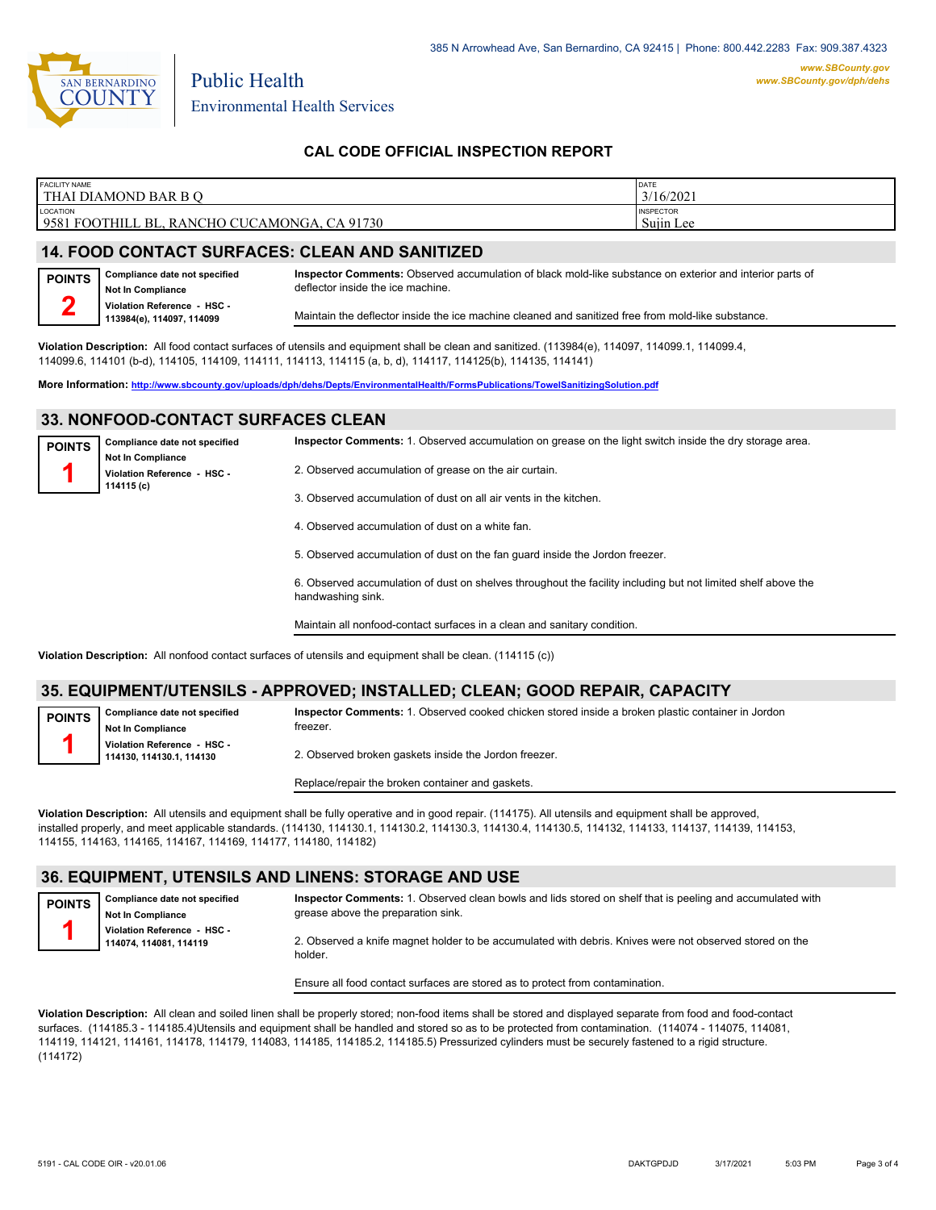385 N Arrowhead Ave, San Bernardino, CA 92415 | Phone: 800.442.2283 Fax: 909.387.4323

*www.SBCounty.gov*
*www.SBCounty.gov/dph/dehs*

San Bernardino County
Public Health
Environmental Health Services

## CAL CODE OFFICIAL INSPECTION REPORT

| FACILITY NAME | DATE |
|---|---|
| THAI DIAMOND BAR B Q | 3/16/2021 |
| **LOCATION** | **INSPECTOR** |
| 9581 FOOTHILL BL, RANCHO CUCAMONGA, CA 91730 | Sujin Lee |

## 14. FOOD CONTACT SURFACES: CLEAN AND SANITIZED

**POINTS 2**

**Compliance date not specified**
**Not In Compliance**
**Violation Reference - HSC - 113984(e), 114097, 114099**

**Inspector Comments:** Observed accumulation of black mold-like substance on exterior and interior parts of deflector inside the ice machine.

Maintain the deflector inside the ice machine cleaned and sanitized free from mold-like substance.

**Violation Description:** All food contact surfaces of utensils and equipment shall be clean and sanitized. (113984(e), 114097, 114099.1, 114099.4, 114099.6, 114101 (b-d), 114105, 114109, 114111, 114113, 114115 (a, b, d), 114117, 114125(b), 114135, 114141)

**More Information:** http://www.sbcounty.gov/uploads/dph/dehs/Depts/EnvironmentalHealth/FormsPublications/TowelSanitizingSolution.pdf

## 33. NONFOOD-CONTACT SURFACES CLEAN

**POINTS 1**

**Compliance date not specified**
**Not In Compliance**
**Violation Reference - HSC - 114115 (c)**

**Inspector Comments:** 1. Observed accumulation on grease on the light switch inside the dry storage area.

2. Observed accumulation of grease on the air curtain.

3. Observed accumulation of dust on all air vents in the kitchen.

4. Observed accumulation of dust on a white fan.

5. Observed accumulation of dust on the fan guard inside the Jordon freezer.

6. Observed accumulation of dust on shelves throughout the facility including but not limited shelf above the handwashing sink.

Maintain all nonfood-contact surfaces in a clean and sanitary condition.

**Violation Description:** All nonfood contact surfaces of utensils and equipment shall be clean. (114115 (c))

## 35. EQUIPMENT/UTENSILS - APPROVED; INSTALLED; CLEAN; GOOD REPAIR, CAPACITY

**POINTS 1**

**Compliance date not specified**
**Not In Compliance**
**Violation Reference - HSC - 114130, 114130.1, 114130**

**Inspector Comments:** 1. Observed cooked chicken stored inside a broken plastic container in Jordon freezer.

2. Observed broken gaskets inside the Jordon freezer.

Replace/repair the broken container and gaskets.

**Violation Description:** All utensils and equipment shall be fully operative and in good repair. (114175). All utensils and equipment shall be approved, installed properly, and meet applicable standards. (114130, 114130.1, 114130.2, 114130.3, 114130.4, 114130.5, 114132, 114133, 114137, 114139, 114153, 114155, 114163, 114165, 114167, 114169, 114177, 114180, 114182)

## 36. EQUIPMENT, UTENSILS AND LINENS: STORAGE AND USE

**POINTS 1**

**Compliance date not specified**
**Not In Compliance**
**Violation Reference - HSC - 114074, 114081, 114119**

**Inspector Comments:** 1. Observed clean bowls and lids stored on shelf that is peeling and accumulated with grease above the preparation sink.

2. Observed a knife magnet holder to be accumulated with debris. Knives were not observed stored on the holder.

Ensure all food contact surfaces are stored as to protect from contamination.

**Violation Description:** All clean and soiled linen shall be properly stored; non-food items shall be stored and displayed separate from food and food-contact surfaces. (114185.3 - 114185.4)Utensils and equipment shall be handled and stored so as to be protected from contamination. (114074 - 114075, 114081, 114119, 114121, 114161, 114178, 114179, 114083, 114185, 114185.2, 114185.5) Pressurized cylinders must be securely fastened to a rigid structure. (114172)

5191 - CAL CODE OIR - v20.01.06 DAKTGPDJD 3/17/2021 5:03 PM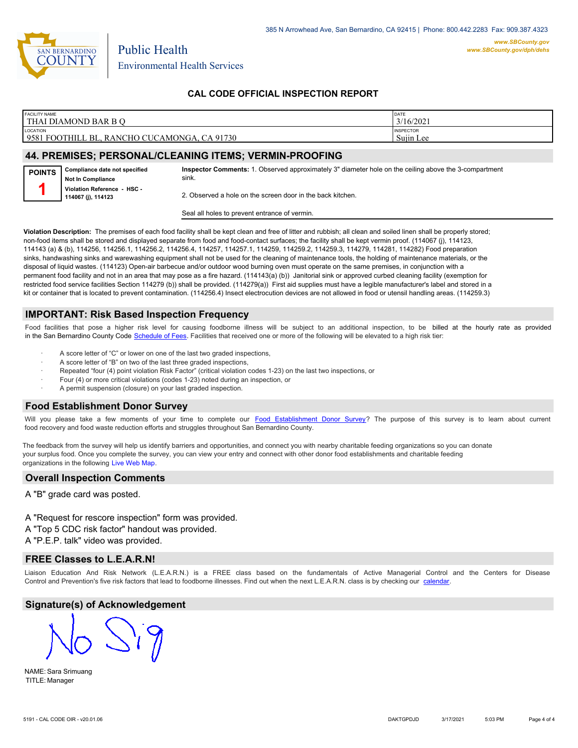385 N Arrowhead Ave, San Bernardino, CA 92415 | Phone: 800.442.2283 Fax: 909.387.4323

www.SBCounty.gov
www.SBCounty.gov/dph/dehs

SAN BERNARDINO COUNTY

Public Health
Environmental Health Services

## CAL CODE OFFICIAL INSPECTION REPORT

| FACILITY NAME | DATE |
|---|---|
| THAI DIAMOND BAR B Q | 3/16/2021 |
| **LOCATION** | **INSPECTOR** |
| 9581 FOOTHILL BL, RANCHO CUCAMONGA, CA 91730 | Sujin Lee |

## 44. PREMISES; PERSONAL/CLEANING ITEMS; VERMIN-PROOFING

| POINTS | | |
|---|---|---|
| **1** | **Compliance date not specified**<br>**Not In Compliance**<br>**Violation Reference - HSC - 114067 (j), 114123** | **Inspector Comments:** 1. Observed approximately 3" diameter hole on the ceiling above the 3-compartment sink.<br><br>2. Observed a hole on the screen door in the back kitchen.<br><br>Seal all holes to prevent entrance of vermin. |

**Violation Description:** The premises of each food facility shall be kept clean and free of litter and rubbish; all clean and soiled linen shall be properly stored; non-food items shall be stored and displayed separate from food and food-contact surfaces; the facility shall be kept vermin proof. (114067 (j), 114123, 114143 (a) & (b), 114256, 114256.1, 114256.2, 114256.4, 114257, 114257.1, 114259, 114259.2, 114259.3, 114279, 114281, 114282) Food preparation sinks, handwashing sinks and warewashing equipment shall not be used for the cleaning of maintenance tools, the holding of maintenance materials, or the disposal of liquid wastes. (114123) Open-air barbecue and/or outdoor wood burning oven must operate on the same premises, in conjunction with a permanent food facility and not in an area that may pose as a fire hazard. (114143(a) (b)) Janitorial sink or approved curbed cleaning facility (exemption for restricted food service facilities Section 114279 (b)) shall be provided. (114279(a)) First aid supplies must have a legible manufacturer's label and stored in a kit or container that is located to prevent contamination. (114256.4) Insect electrocution devices are not allowed in food or utensil handling areas. (114259.3)

## IMPORTANT: Risk Based Inspection Frequency

Food facilities that pose a higher risk level for causing foodborne illness will be subject to an additional inspection, to be billed at the hourly rate as provided in the San Bernardino County Code Schedule of Fees. Facilities that received one or more of the following will be elevated to a high risk tier:

- A score letter of "C" or lower on one of the last two graded inspections,
- A score letter of "B" on two of the last three graded inspections,
- Repeated "four (4) point violation Risk Factor" (critical violation codes 1-23) on the last two inspections, or
- Four (4) or more critical violations (codes 1-23) noted during an inspection, or
- A permit suspension (closure) on your last graded inspection.

## Food Establishment Donor Survey

Will you please take a few moments of your time to complete our Food Establishment Donor Survey? The purpose of this survey is to learn about current food recovery and food waste reduction efforts and struggles throughout San Bernardino County.

The feedback from the survey will help us identify barriers and opportunities, and connect you with nearby charitable feeding organizations so you can donate your surplus food. Once you complete the survey, you can view your entry and connect with other donor food establishments and charitable feeding organizations in the following Live Web Map.

## Overall Inspection Comments

A "B" grade card was posted.

A "Request for rescore inspection" form was provided.
A "Top 5 CDC risk factor" handout was provided.
A "P.E.P. talk" video was provided.

## FREE Classes to L.E.A.R.N!

Liaison Education And Risk Network (L.E.A.R.N.) is a FREE class based on the fundamentals of Active Managerial Control and the Centers for Disease Control and Prevention's five risk factors that lead to foodborne illnesses. Find out when the next L.E.A.R.N. class is by checking our calendar.

## Signature(s) of Acknowledgement

No Sig

NAME: Sara Srimuang
TITLE: Manager